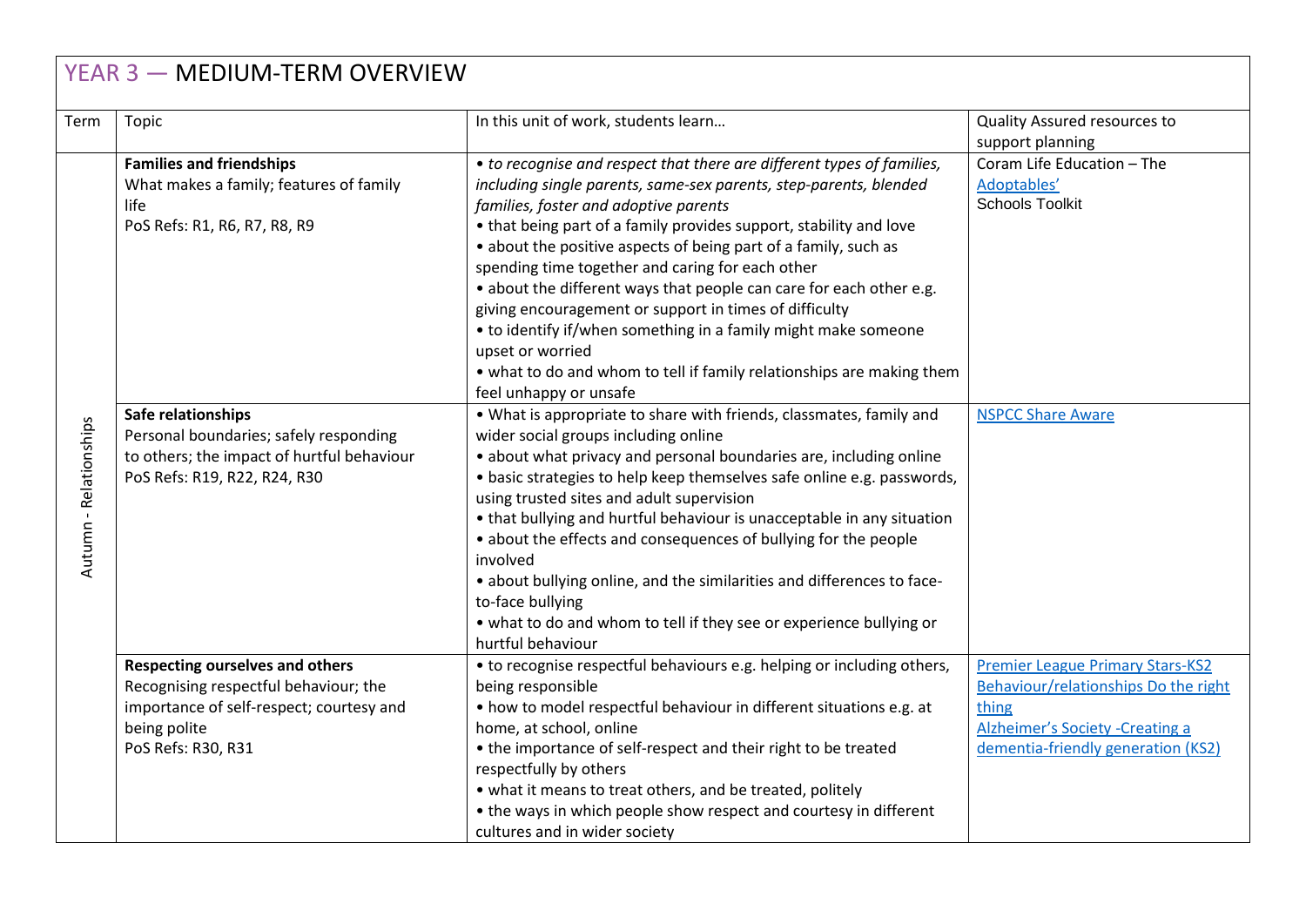# YEAR 3 — MEDIUM-TERM OVERVIEW

| Term | Topic | In this unit of work, students learn… | Quality Assured resources to support planning |
|---|---|---|---|
| Autumn - Relationships | **Families and friendships**<br>What makes a family; features of family life<br>PoS Refs: R1, R6, R7, R8, R9 | • *to recognise and respect that there are different types of families, including single parents, same-sex parents, step-parents, blended families, foster and adoptive parents*<br>• that being part of a family provides support, stability and love<br>• about the positive aspects of being part of a family, such as spending time together and caring for each other<br>• about the different ways that people can care for each other e.g. giving encouragement or support in times of difficulty<br>• to identify if/when something in a family might make someone upset or worried<br>• what to do and whom to tell if family relationships are making them feel unhappy or unsafe | Coram Life Education – The Adoptables' Schools Toolkit |
| | **Safe relationships**<br>Personal boundaries; safely responding to others; the impact of hurtful behaviour<br>PoS Refs: R19, R22, R24, R30 | • What is appropriate to share with friends, classmates, family and wider social groups including online<br>• about what privacy and personal boundaries are, including online<br>• basic strategies to help keep themselves safe online e.g. passwords, using trusted sites and adult supervision<br>• that bullying and hurtful behaviour is unacceptable in any situation<br>• about the effects and consequences of bullying for the people involved<br>• about bullying online, and the similarities and differences to face-to-face bullying<br>• what to do and whom to tell if they see or experience bullying or hurtful behaviour | NSPCC Share Aware |
| | **Respecting ourselves and others**<br>Recognising respectful behaviour; the importance of self-respect; courtesy and being polite<br>PoS Refs: R30, R31 | • to recognise respectful behaviours e.g. helping or including others, being responsible<br>• how to model respectful behaviour in different situations e.g. at home, at school, online<br>• the importance of self-respect and their right to be treated respectfully by others<br>• what it means to treat others, and be treated, politely<br>• the ways in which people show respect and courtesy in different cultures and in wider society | Premier League Primary Stars-KS2 Behaviour/relationships Do the right thing<br>Alzheimer's Society -Creating a dementia-friendly generation (KS2) |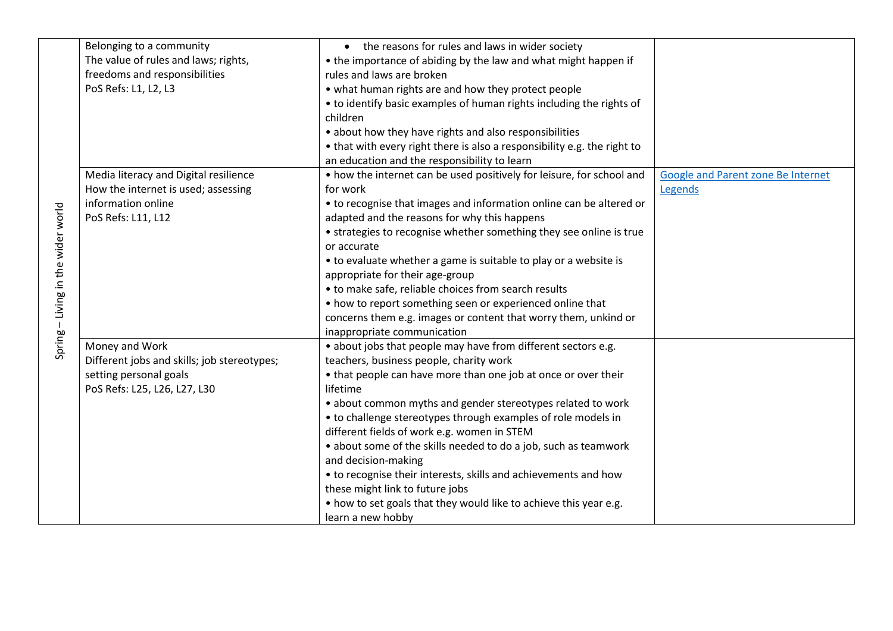| | | | |
|---|---|---|---|
| Spring – Living in the wider world | Belonging to a community<br>The value of rules and laws; rights, freedoms and responsibilities<br>PoS Refs: L1, L2, L3 | • the reasons for rules and laws in wider society<br>• the importance of abiding by the law and what might happen if rules and laws are broken<br>• what human rights are and how they protect people<br>• to identify basic examples of human rights including the rights of children<br>• about how they have rights and also responsibilities<br>• that with every right there is also a responsibility e.g. the right to an education and the responsibility to learn | |
| | Media literacy and Digital resilience<br>How the internet is used; assessing information online<br>PoS Refs: L11, L12 | • how the internet can be used positively for leisure, for school and for work<br>• to recognise that images and information online can be altered or adapted and the reasons for why this happens<br>• strategies to recognise whether something they see online is true or accurate<br>• to evaluate whether a game is suitable to play or a website is appropriate for their age-group<br>• to make safe, reliable choices from search results<br>• how to report something seen or experienced online that concerns them e.g. images or content that worry them, unkind or inappropriate communication | Google and Parent zone Be Internet Legends |
| | Money and Work<br>Different jobs and skills; job stereotypes; setting personal goals<br>PoS Refs: L25, L26, L27, L30 | • about jobs that people may have from different sectors e.g. teachers, business people, charity work<br>• that people can have more than one job at once or over their lifetime<br>• about common myths and gender stereotypes related to work<br>• to challenge stereotypes through examples of role models in different fields of work e.g. women in STEM<br>• about some of the skills needed to do a job, such as teamwork and decision-making<br>• to recognise their interests, skills and achievements and how these might link to future jobs<br>• how to set goals that they would like to achieve this year e.g. learn a new hobby | |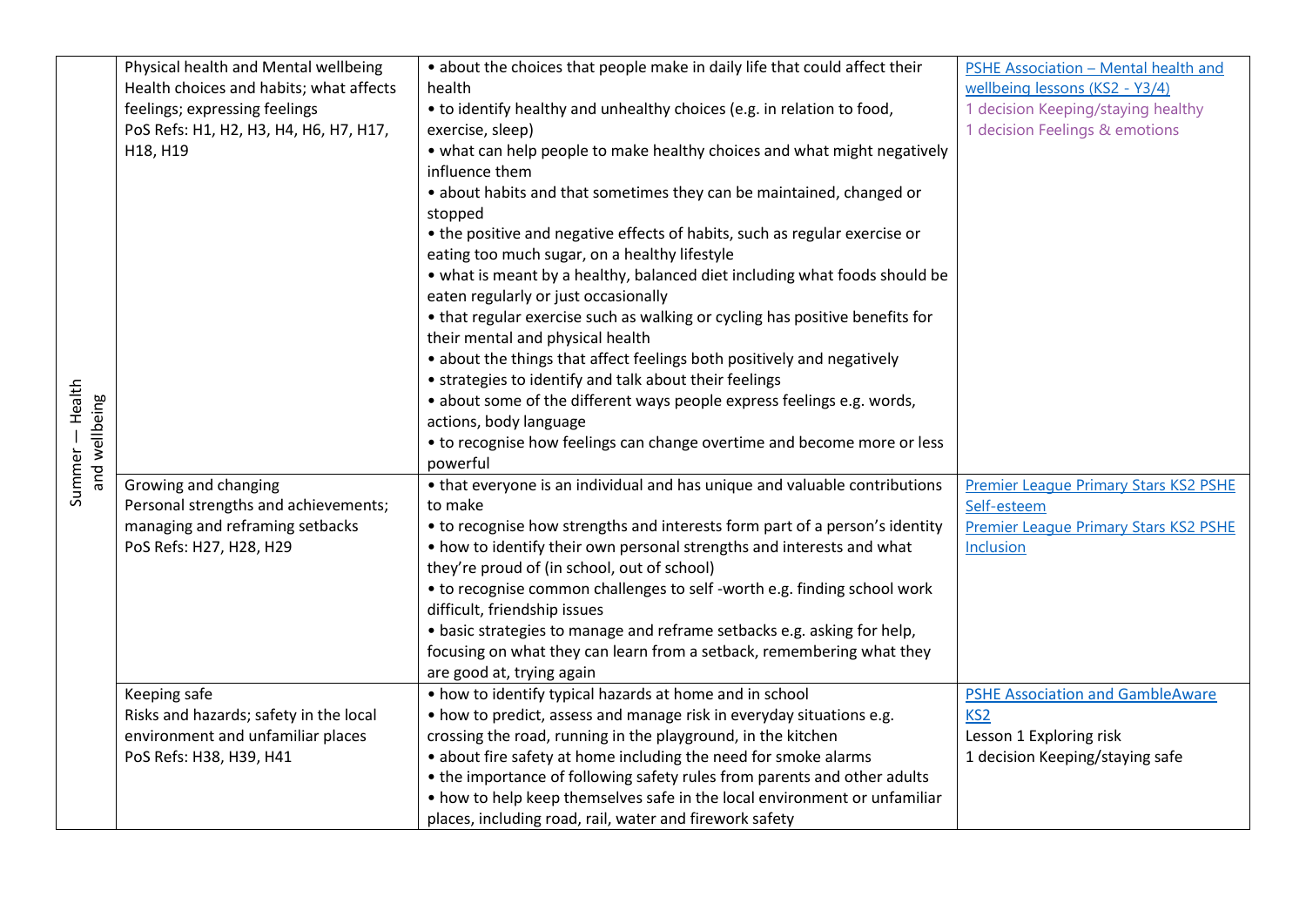| | | | |
|---|---|---|---|
| Summer — Health and wellbeing | Physical health and Mental wellbeing<br>Health choices and habits; what affects feelings; expressing feelings<br>PoS Refs: H1, H2, H3, H4, H6, H7, H17, H18, H19 | • about the choices that people make in daily life that could affect their health<br>• to identify healthy and unhealthy choices (e.g. in relation to food, exercise, sleep)<br>• what can help people to make healthy choices and what might negatively influence them<br>• about habits and that sometimes they can be maintained, changed or stopped<br>• the positive and negative effects of habits, such as regular exercise or eating too much sugar, on a healthy lifestyle<br>• what is meant by a healthy, balanced diet including what foods should be eaten regularly or just occasionally<br>• that regular exercise such as walking or cycling has positive benefits for their mental and physical health<br>• about the things that affect feelings both positively and negatively<br>• strategies to identify and talk about their feelings<br>• about some of the different ways people express feelings e.g. words, actions, body language<br>• to recognise how feelings can change overtime and become more or less powerful | PSHE Association – Mental health and wellbeing lessons (KS2 - Y3/4)<br>1 decision Keeping/staying healthy<br>1 decision Feelings & emotions |
| | Growing and changing<br>Personal strengths and achievements; managing and reframing setbacks<br>PoS Refs: H27, H28, H29 | • that everyone is an individual and has unique and valuable contributions to make<br>• to recognise how strengths and interests form part of a person's identity<br>• how to identify their own personal strengths and interests and what they're proud of (in school, out of school)<br>• to recognise common challenges to self -worth e.g. finding school work difficult, friendship issues<br>• basic strategies to manage and reframe setbacks e.g. asking for help, focusing on what they can learn from a setback, remembering what they are good at, trying again | Premier League Primary Stars KS2 PSHE Self-esteem<br>Premier League Primary Stars KS2 PSHE Inclusion |
| | Keeping safe<br>Risks and hazards; safety in the local environment and unfamiliar places<br>PoS Refs: H38, H39, H41 | • how to identify typical hazards at home and in school<br>• how to predict, assess and manage risk in everyday situations e.g. crossing the road, running in the playground, in the kitchen<br>• about fire safety at home including the need for smoke alarms<br>• the importance of following safety rules from parents and other adults<br>• how to help keep themselves safe in the local environment or unfamiliar places, including road, rail, water and firework safety | PSHE Association and GambleAware KS2<br>Lesson 1 Exploring risk<br>1 decision Keeping/staying safe |